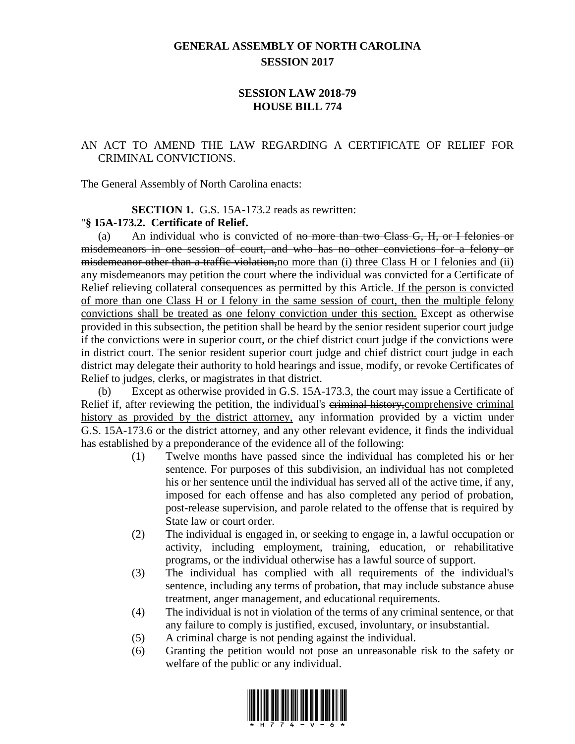# GENERAL ASSEMBLY OF NORTH CAROLINA
## SESSION 2017

## SESSION LAW 2018-79
## HOUSE BILL 774

AN ACT TO AMEND THE LAW REGARDING A CERTIFICATE OF RELIEF FOR CRIMINAL CONVICTIONS.

The General Assembly of North Carolina enacts:

**SECTION 1.** G.S. 15A-173.2 reads as rewritten:

"**§ 15A-173.2. Certificate of Relief.**

(a) An individual who is convicted of ~~no more than two Class G, H, or I felonies or misdemeanors in one session of court, and who has no other convictions for a felony or misdemeanor other than a traffic violation,~~<u>no more than (i) three Class H or I felonies and (ii) any misdemeanors</u> may petition the court where the individual was convicted for a Certificate of Relief relieving collateral consequences as permitted by this Article.<u> If the person is convicted of more than one Class H or I felony in the same session of court, then the multiple felony convictions shall be treated as one felony conviction under this section.</u> Except as otherwise provided in this subsection, the petition shall be heard by the senior resident superior court judge if the convictions were in superior court, or the chief district court judge if the convictions were in district court. The senior resident superior court judge and chief district court judge in each district may delegate their authority to hold hearings and issue, modify, or revoke Certificates of Relief to judges, clerks, or magistrates in that district.

(b) Except as otherwise provided in G.S. 15A-173.3, the court may issue a Certificate of Relief if, after reviewing the petition, the individual's ~~criminal history,~~<u>comprehensive criminal history as provided by the district attorney,</u> any information provided by a victim under G.S. 15A-173.6 or the district attorney, and any other relevant evidence, it finds the individual has established by a preponderance of the evidence all of the following:

(1) Twelve months have passed since the individual has completed his or her sentence. For purposes of this subdivision, an individual has not completed his or her sentence until the individual has served all of the active time, if any, imposed for each offense and has also completed any period of probation, post-release supervision, and parole related to the offense that is required by State law or court order.

(2) The individual is engaged in, or seeking to engage in, a lawful occupation or activity, including employment, training, education, or rehabilitative programs, or the individual otherwise has a lawful source of support.

(3) The individual has complied with all requirements of the individual's sentence, including any terms of probation, that may include substance abuse treatment, anger management, and educational requirements.

(4) The individual is not in violation of the terms of any criminal sentence, or that any failure to comply is justified, excused, involuntary, or insubstantial.

(5) A criminal charge is not pending against the individual.

(6) Granting the petition would not pose an unreasonable risk to the safety or welfare of the public or any individual.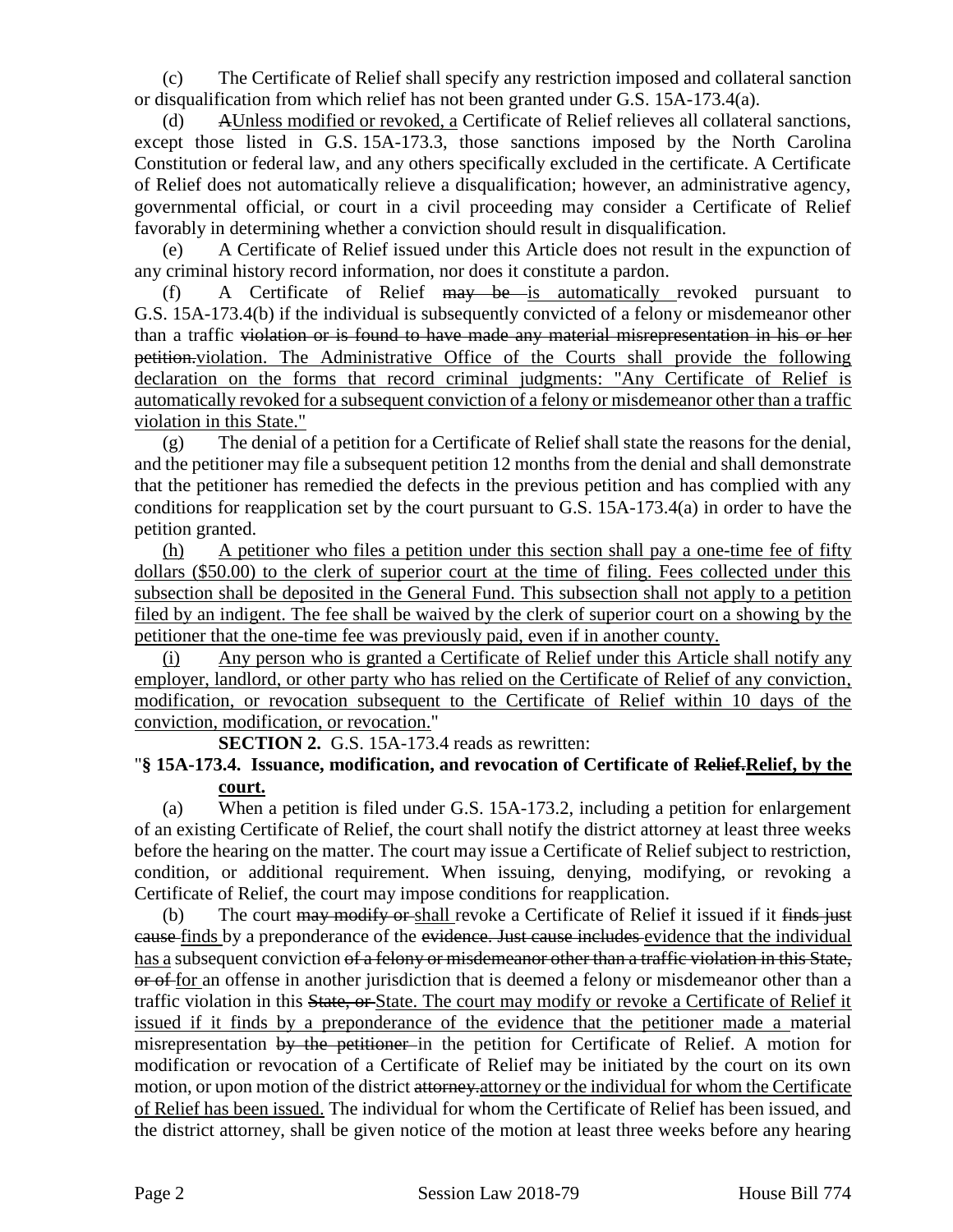(c) The Certificate of Relief shall specify any restriction imposed and collateral sanction or disqualification from which relief has not been granted under G.S. 15A-173.4(a).

(d) ~~A~~<u>Unless modified or revoked, a</u> Certificate of Relief relieves all collateral sanctions, except those listed in G.S. 15A-173.3, those sanctions imposed by the North Carolina Constitution or federal law, and any others specifically excluded in the certificate. A Certificate of Relief does not automatically relieve a disqualification; however, an administrative agency, governmental official, or court in a civil proceeding may consider a Certificate of Relief favorably in determining whether a conviction should result in disqualification.

(e) A Certificate of Relief issued under this Article does not result in the expunction of any criminal history record information, nor does it constitute a pardon.

(f) A Certificate of Relief ~~may be~~ <u>is automatically</u> revoked pursuant to G.S. 15A-173.4(b) if the individual is subsequently convicted of a felony or misdemeanor other than a traffic ~~violation or is found to have made any material misrepresentation in his or her petition.~~<u>violation. The Administrative Office of the Courts shall provide the following declaration on the forms that record criminal judgments: "Any Certificate of Relief is automatically revoked for a subsequent conviction of a felony or misdemeanor other than a traffic violation in this State."</u>

(g) The denial of a petition for a Certificate of Relief shall state the reasons for the denial, and the petitioner may file a subsequent petition 12 months from the denial and shall demonstrate that the petitioner has remedied the defects in the previous petition and has complied with any conditions for reapplication set by the court pursuant to G.S. 15A-173.4(a) in order to have the petition granted.

<u>(h) A petitioner who files a petition under this section shall pay a one-time fee of fifty dollars ($50.00) to the clerk of superior court at the time of filing. Fees collected under this subsection shall be deposited in the General Fund. This subsection shall not apply to a petition filed by an indigent. The fee shall be waived by the clerk of superior court on a showing by the petitioner that the one-time fee was previously paid, even if in another county.</u>

<u>(i) Any person who is granted a Certificate of Relief under this Article shall notify any employer, landlord, or other party who has relied on the Certificate of Relief of any conviction, modification, or revocation subsequent to the Certificate of Relief within 10 days of the conviction, modification, or revocation.</u>"

**SECTION 2.** G.S. 15A-173.4 reads as rewritten:

"**§ 15A-173.4. Issuance, modification, and revocation of Certificate of ~~Relief.~~<u>Relief, by the court.</u>**

(a) When a petition is filed under G.S. 15A-173.2, including a petition for enlargement of an existing Certificate of Relief, the court shall notify the district attorney at least three weeks before the hearing on the matter. The court may issue a Certificate of Relief subject to restriction, condition, or additional requirement. When issuing, denying, modifying, or revoking a Certificate of Relief, the court may impose conditions for reapplication.

(b) The court ~~may modify or~~ <u>shall</u> revoke a Certificate of Relief it issued if it ~~finds just cause~~ <u>finds</u> by a preponderance of the ~~evidence. Just cause includes~~ <u>evidence that the individual has a</u> subsequent conviction ~~of a felony or misdemeanor other than a traffic violation in this State, or of~~ <u>for</u> an offense in another jurisdiction that is deemed a felony or misdemeanor other than a traffic violation in this ~~State, or~~ <u>State. The court may modify or revoke a Certificate of Relief it issued if it finds by a preponderance of the evidence that the petitioner made a</u> material misrepresentation ~~by the petitioner~~ in the petition for Certificate of Relief. A motion for modification or revocation of a Certificate of Relief may be initiated by the court on its own motion, or upon motion of the district ~~attorney.~~<u>attorney or the individual for whom the Certificate of Relief has been issued.</u> The individual for whom the Certificate of Relief has been issued, and the district attorney, shall be given notice of the motion at least three weeks before any hearing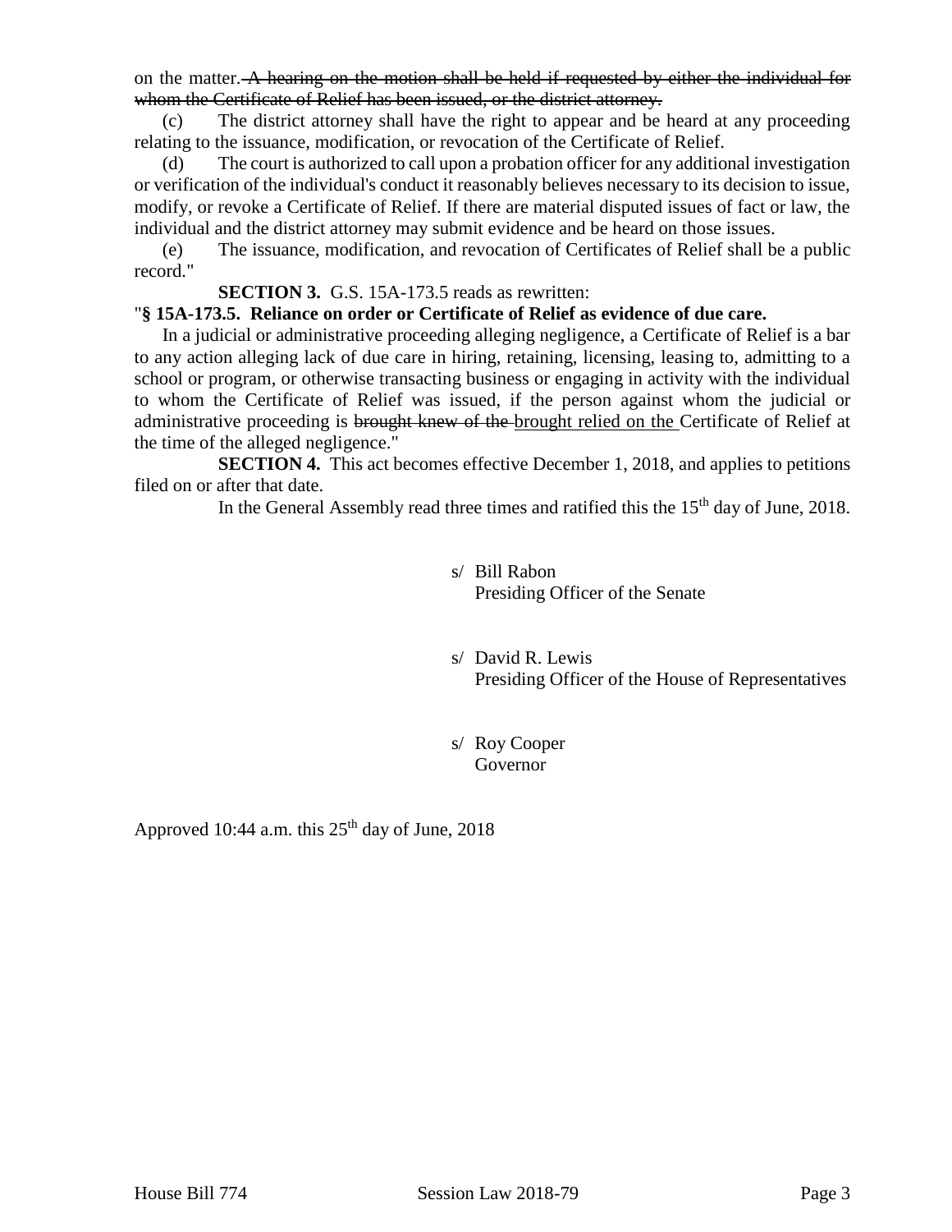on the matter. ~~A hearing on the motion shall be held if requested by either the individual for whom the Certificate of Relief has been issued, or the district attorney.~~

(c) The district attorney shall have the right to appear and be heard at any proceeding relating to the issuance, modification, or revocation of the Certificate of Relief.

(d) The court is authorized to call upon a probation officer for any additional investigation or verification of the individual's conduct it reasonably believes necessary to its decision to issue, modify, or revoke a Certificate of Relief. If there are material disputed issues of fact or law, the individual and the district attorney may submit evidence and be heard on those issues.

(e) The issuance, modification, and revocation of Certificates of Relief shall be a public record."

**SECTION 3.** G.S. 15A-173.5 reads as rewritten:

"**§ 15A-173.5. Reliance on order or Certificate of Relief as evidence of due care.**

In a judicial or administrative proceeding alleging negligence, a Certificate of Relief is a bar to any action alleging lack of due care in hiring, retaining, licensing, leasing to, admitting to a school or program, or otherwise transacting business or engaging in activity with the individual to whom the Certificate of Relief was issued, if the person against whom the judicial or administrative proceeding is ~~brought knew of the~~ <u>brought relied on the</u> Certificate of Relief at the time of the alleged negligence."

**SECTION 4.** This act becomes effective December 1, 2018, and applies to petitions filed on or after that date.

In the General Assembly read three times and ratified this the 15th day of June, 2018.

s/ Bill Rabon
Presiding Officer of the Senate

s/ David R. Lewis
Presiding Officer of the House of Representatives

s/ Roy Cooper
Governor

Approved 10:44 a.m. this 25th day of June, 2018